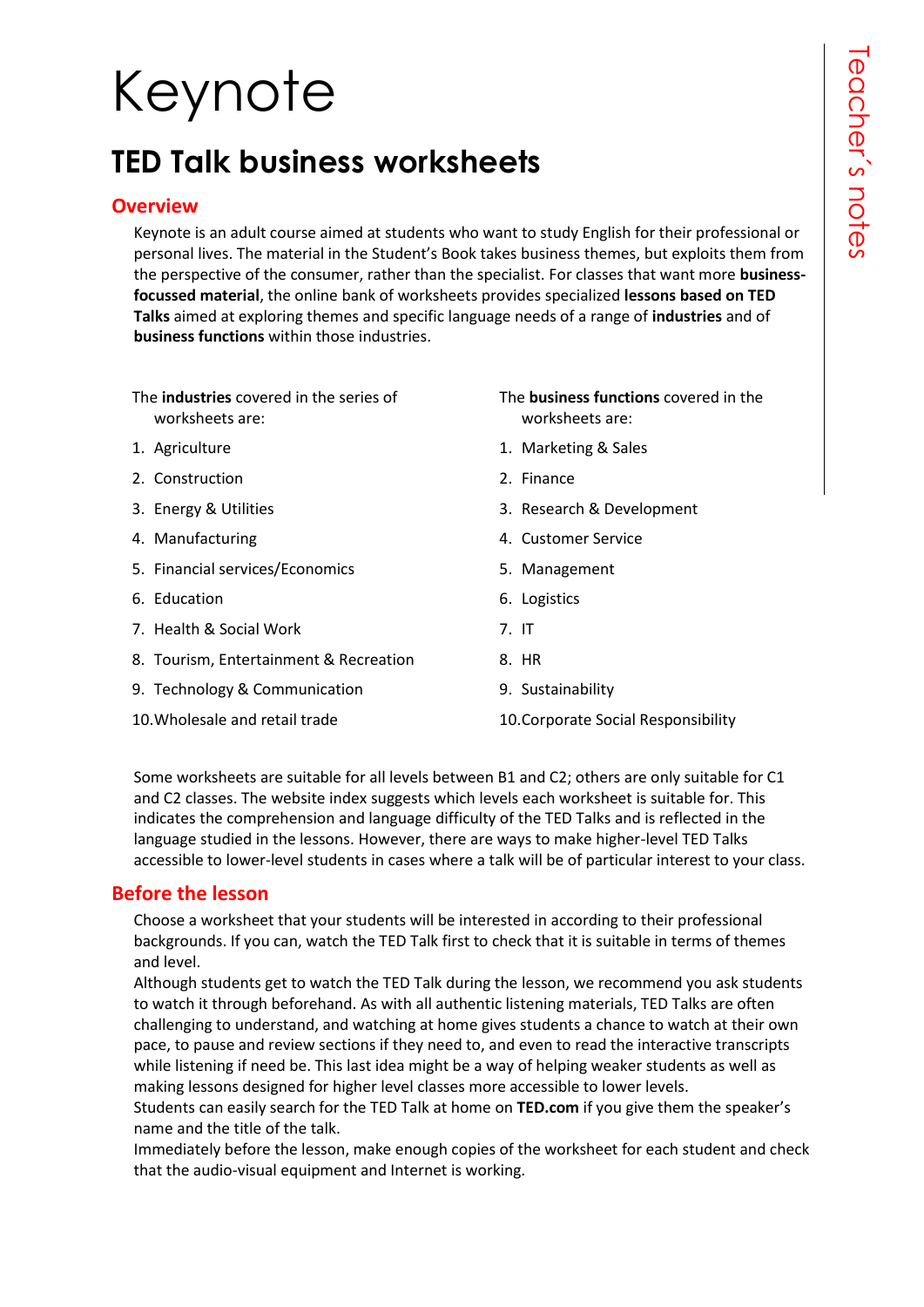# Keynote

## TED Talk business worksheets

### Overview

Keynote is an adult course aimed at students who want to study English for their professional or personal lives. The material in the Student's Book takes business themes, but exploits them from the perspective of the consumer, rather than the specialist. For classes that want more **business-focussed material**, the online bank of worksheets provides specialized **lessons based on TED Talks** aimed at exploring themes and specific language needs of a range of **industries** and of **business functions** within those industries.

The **industries** covered in the series of worksheets are:

1. Agriculture
2. Construction
3. Energy & Utilities
4. Manufacturing
5. Financial services/Economics
6. Education
7. Health & Social Work
8. Tourism, Entertainment & Recreation
9. Technology & Communication
10. Wholesale and retail trade

The **business functions** covered in the worksheets are:

1. Marketing & Sales
2. Finance
3. Research & Development
4. Customer Service
5. Management
6. Logistics
7. IT
8. HR
9. Sustainability
10. Corporate Social Responsibility

Some worksheets are suitable for all levels between B1 and C2; others are only suitable for C1 and C2 classes. The website index suggests which levels each worksheet is suitable for. This indicates the comprehension and language difficulty of the TED Talks and is reflected in the language studied in the lessons. However, there are ways to make higher-level TED Talks accessible to lower-level students in cases where a talk will be of particular interest to your class.

### Before the lesson

Choose a worksheet that your students will be interested in according to their professional backgrounds. If you can, watch the TED Talk first to check that it is suitable in terms of themes and level.

Although students get to watch the TED Talk during the lesson, we recommend you ask students to watch it through beforehand. As with all authentic listening materials, TED Talks are often challenging to understand, and watching at home gives students a chance to watch at their own pace, to pause and review sections if they need to, and even to read the interactive transcripts while listening if need be. This last idea might be a way of helping weaker students as well as making lessons designed for higher level classes more accessible to lower levels.

Students can easily search for the TED Talk at home on **TED.com** if you give them the speaker's name and the title of the talk.

Immediately before the lesson, make enough copies of the worksheet for each student and check that the audio-visual equipment and Internet is working.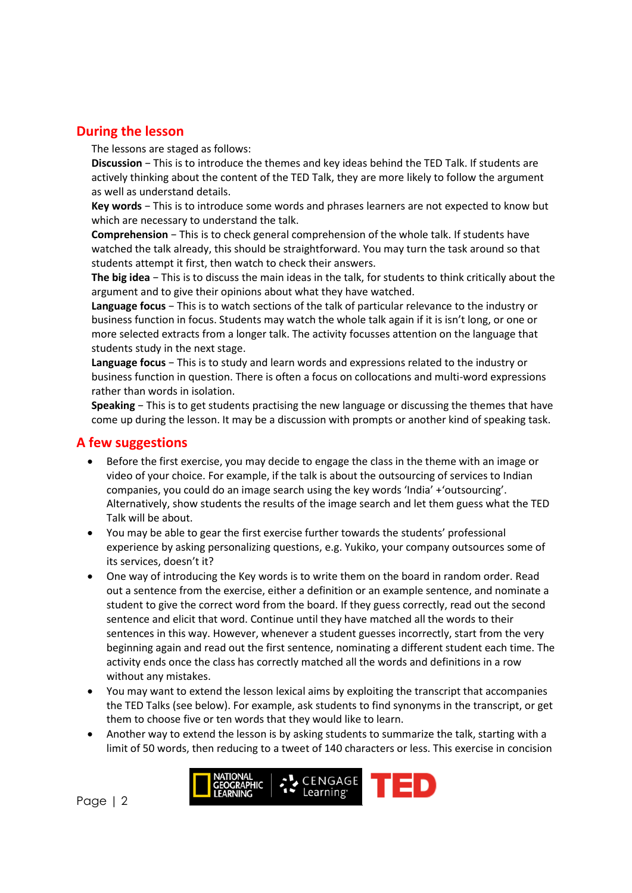## During the lesson

The lessons are staged as follows:

**Discussion** − This is to introduce the themes and key ideas behind the TED Talk. If students are actively thinking about the content of the TED Talk, they are more likely to follow the argument as well as understand details.

**Key words** − This is to introduce some words and phrases learners are not expected to know but which are necessary to understand the talk.

**Comprehension** − This is to check general comprehension of the whole talk. If students have watched the talk already, this should be straightforward. You may turn the task around so that students attempt it first, then watch to check their answers.

**The big idea** − This is to discuss the main ideas in the talk, for students to think critically about the argument and to give their opinions about what they have watched.

**Language focus** − This is to watch sections of the talk of particular relevance to the industry or business function in focus. Students may watch the whole talk again if it is isn't long, or one or more selected extracts from a longer talk. The activity focusses attention on the language that students study in the next stage.

**Language focus** − This is to study and learn words and expressions related to the industry or business function in question. There is often a focus on collocations and multi-word expressions rather than words in isolation.

**Speaking** − This is to get students practising the new language or discussing the themes that have come up during the lesson. It may be a discussion with prompts or another kind of speaking task.

## A few suggestions

- Before the first exercise, you may decide to engage the class in the theme with an image or video of your choice. For example, if the talk is about the outsourcing of services to Indian companies, you could do an image search using the key words 'India' +'outsourcing'. Alternatively, show students the results of the image search and let them guess what the TED Talk will be about.
- You may be able to gear the first exercise further towards the students' professional experience by asking personalizing questions, e.g. Yukiko, your company outsources some of its services, doesn't it?
- One way of introducing the Key words is to write them on the board in random order. Read out a sentence from the exercise, either a definition or an example sentence, and nominate a student to give the correct word from the board. If they guess correctly, read out the second sentence and elicit that word. Continue until they have matched all the words to their sentences in this way. However, whenever a student guesses incorrectly, start from the very beginning again and read out the first sentence, nominating a different student each time. The activity ends once the class has correctly matched all the words and definitions in a row without any mistakes.
- You may want to extend the lesson lexical aims by exploiting the transcript that accompanies the TED Talks (see below). For example, ask students to find synonyms in the transcript, or get them to choose five or ten words that they would like to learn.
- Another way to extend the lesson is by asking students to summarize the talk, starting with a limit of 50 words, then reducing to a tweet of 140 characters or less. This exercise in concision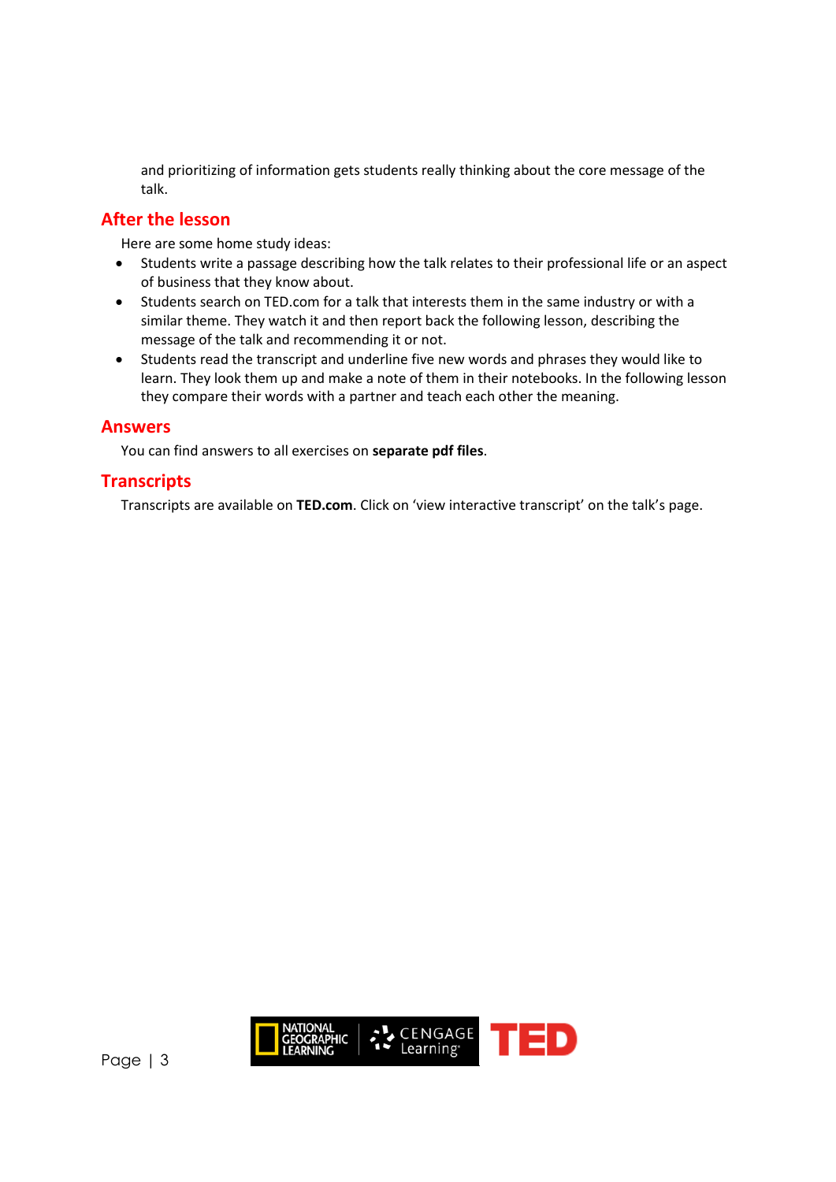and prioritizing of information gets students really thinking about the core message of the talk.

## After the lesson

Here are some home study ideas:

- Students write a passage describing how the talk relates to their professional life or an aspect of business that they know about.
- Students search on TED.com for a talk that interests them in the same industry or with a similar theme. They watch it and then report back the following lesson, describing the message of the talk and recommending it or not.
- Students read the transcript and underline five new words and phrases they would like to learn. They look them up and make a note of them in their notebooks. In the following lesson they compare their words with a partner and teach each other the meaning.

## Answers

You can find answers to all exercises on **separate pdf files**.

## Transcripts

Transcripts are available on **TED.com**. Click on 'view interactive transcript' on the talk's page.